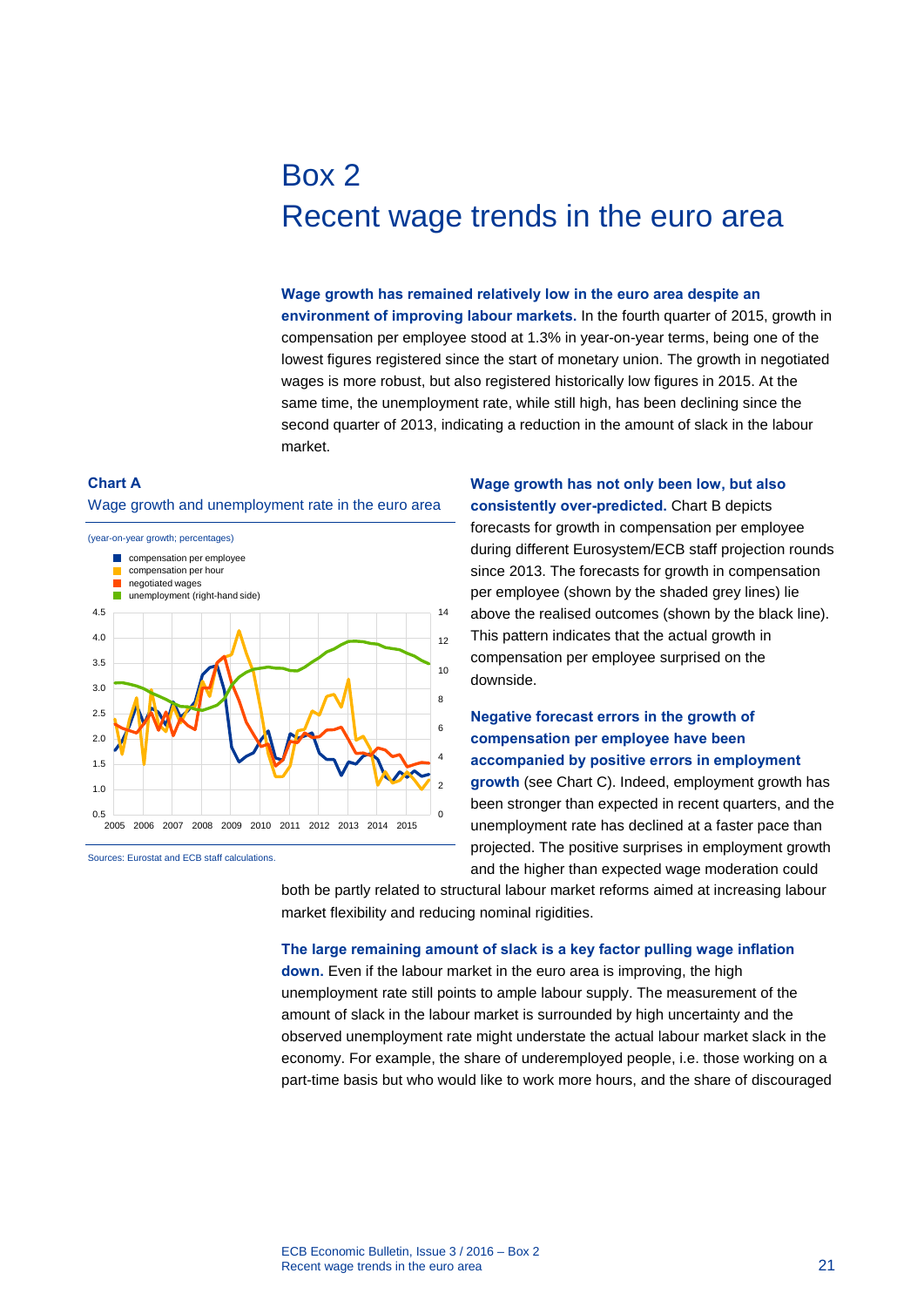# Box 2
# Recent wage trends in the euro area

**Wage growth has remained relatively low in the euro area despite an environment of improving labour markets.** In the fourth quarter of 2015, growth in compensation per employee stood at 1.3% in year-on-year terms, being one of the lowest figures registered since the start of monetary union. The growth in negotiated wages is more robust, but also registered historically low figures in 2015. At the same time, the unemployment rate, while still high, has been declining since the second quarter of 2013, indicating a reduction in the amount of slack in the labour market.

**Chart A**

Wage growth and unemployment rate in the euro area

(year-on-year growth; percentages)

- compensation per employee
- compensation per hour
- negotiated wages
- unemployment (right-hand side)

Sources: Eurostat and ECB staff calculations.

**Wage growth has not only been low, but also consistently over-predicted.** Chart B depicts forecasts for growth in compensation per employee during different Eurosystem/ECB staff projection rounds since 2013. The forecasts for growth in compensation per employee (shown by the shaded grey lines) lie above the realised outcomes (shown by the black line). This pattern indicates that the actual growth in compensation per employee surprised on the downside.

**Negative forecast errors in the growth of compensation per employee have been accompanied by positive errors in employment growth** (see Chart C). Indeed, employment growth has been stronger than expected in recent quarters, and the unemployment rate has declined at a faster pace than projected. The positive surprises in employment growth and the higher than expected wage moderation could both be partly related to structural labour market reforms aimed at increasing labour market flexibility and reducing nominal rigidities.

**The large remaining amount of slack is a key factor pulling wage inflation down.** Even if the labour market in the euro area is improving, the high unemployment rate still points to ample labour supply. The measurement of the amount of slack in the labour market is surrounded by high uncertainty and the observed unemployment rate might understate the actual labour market slack in the economy. For example, the share of underemployed people, i.e. those working on a part-time basis but who would like to work more hours, and the share of discouraged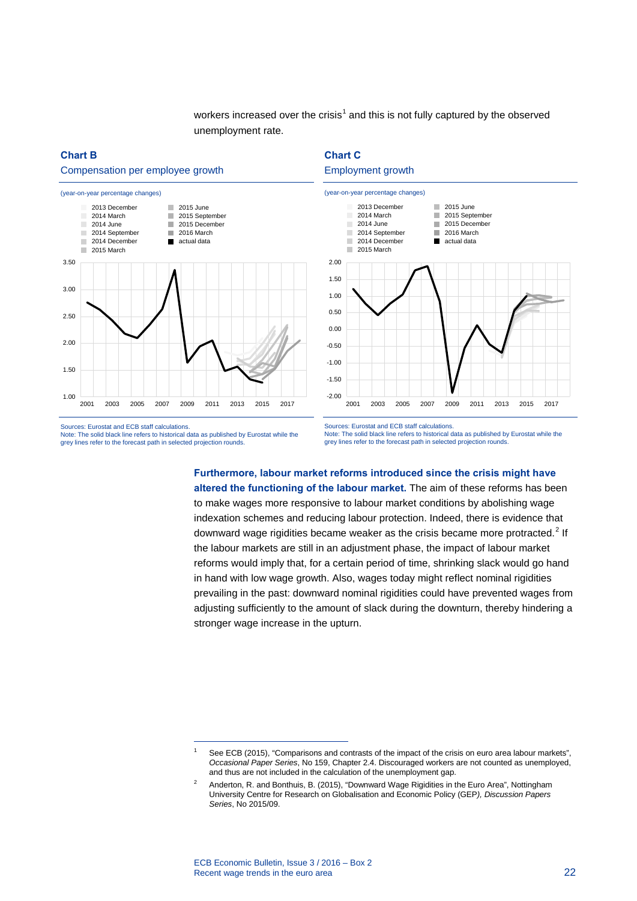workers increased over the crisis[1] and this is not fully captured by the observed unemployment rate.

**Chart B**

Compensation per employee growth

(year-on-year percentage changes)

Sources: Eurostat and ECB staff calculations.
Note: The solid black line refers to historical data as published by Eurostat while the grey lines refer to the forecast path in selected projection rounds.

**Chart C**

Employment growth

(year-on-year percentage changes)

Sources: Eurostat and ECB staff calculations.
Note: The solid black line refers to historical data as published by Eurostat while the grey lines refer to the forecast path in selected projection rounds.

**Furthermore, labour market reforms introduced since the crisis might have altered the functioning of the labour market.** The aim of these reforms has been to make wages more responsive to labour market conditions by abolishing wage indexation schemes and reducing labour protection. Indeed, there is evidence that downward wage rigidities became weaker as the crisis became more protracted.[2] If the labour markets are still in an adjustment phase, the impact of labour market reforms would imply that, for a certain period of time, shrinking slack would go hand in hand with low wage growth. Also, wages today might reflect nominal rigidities prevailing in the past: downward nominal rigidities could have prevented wages from adjusting sufficiently to the amount of slack during the downturn, thereby hindering a stronger wage increase in the upturn.

---

[1] See ECB (2015), "Comparisons and contrasts of the impact of the crisis on euro area labour markets", *Occasional Paper Series*, No 159, Chapter 2.4. Discouraged workers are not counted as unemployed, and thus are not included in the calculation of the unemployment gap.

[2] Anderton, R. and Bonthuis, B. (2015), "Downward Wage Rigidities in the Euro Area", Nottingham University Centre for Research on Globalisation and Economic Policy (GEP*), Discussion Papers Series*, No 2015/09.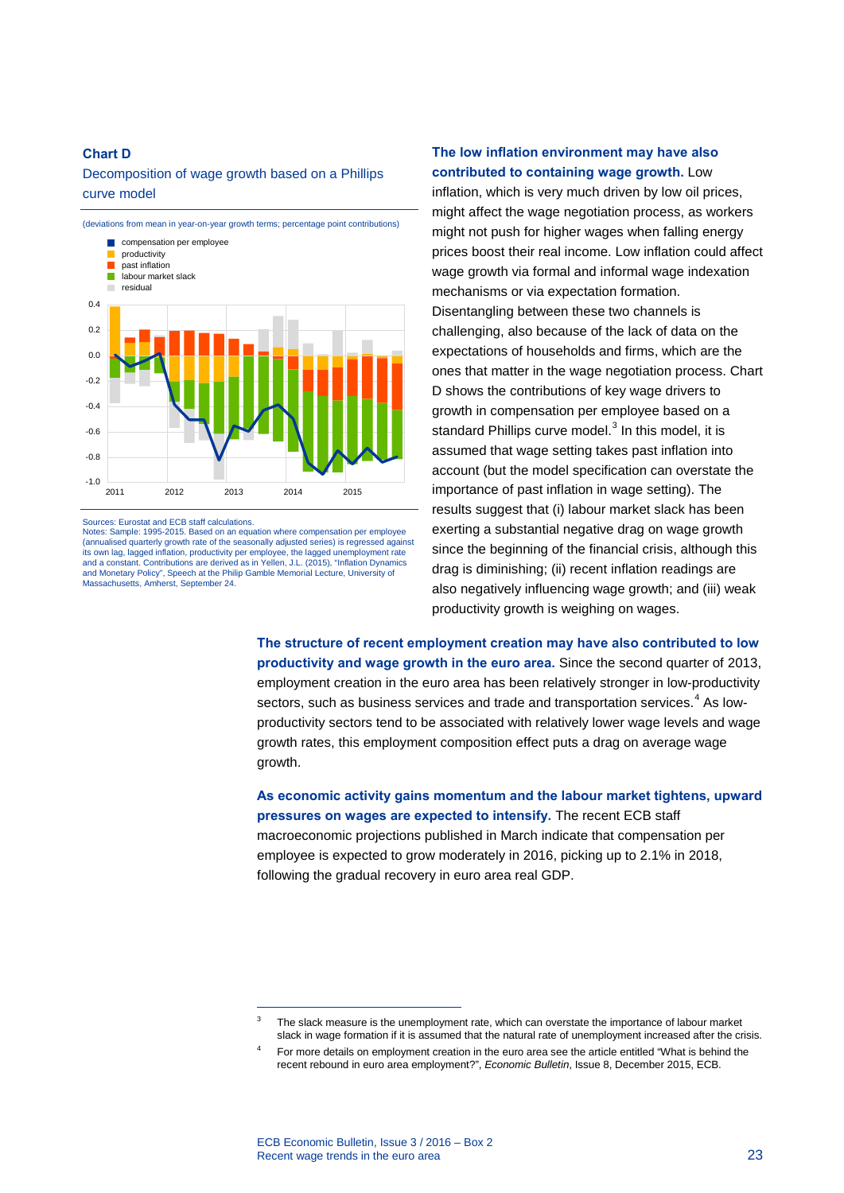**Chart D**

Decomposition of wage growth based on a Phillips curve model

(deviations from mean in year-on-year growth terms; percentage point contributions)

compensation per employee
productivity
past inflation
labour market slack
residual

0.4
0.2
0.0
-0.2
-0.4
-0.6
-0.8
-1.0

2011
2012
2013
2014
2015

Sources: Eurostat and ECB staff calculations.
Notes: Sample: 1995-2015. Based on an equation where compensation per employee (annualised quarterly growth rate of the seasonally adjusted series) is regressed against its own lag, lagged inflation, productivity per employee, the lagged unemployment rate and a constant. Contributions are derived as in Yellen, J.L. (2015), "Inflation Dynamics and Monetary Policy", Speech at the Philip Gamble Memorial Lecture, University of Massachusetts, Amherst, September 24.

**The low inflation environment may have also contributed to containing wage growth.** Low inflation, which is very much driven by low oil prices, might affect the wage negotiation process, as workers might not push for higher wages when falling energy prices boost their real income. Low inflation could affect wage growth via formal and informal wage indexation mechanisms or via expectation formation. Disentangling between these two channels is challenging, also because of the lack of data on the expectations of households and firms, which are the ones that matter in the wage negotiation process. Chart D shows the contributions of key wage drivers to growth in compensation per employee based on a standard Phillips curve model.[3] In this model, it is assumed that wage setting takes past inflation into account (but the model specification can overstate the importance of past inflation in wage setting). The results suggest that (i) labour market slack has been exerting a substantial negative drag on wage growth since the beginning of the financial crisis, although this drag is diminishing; (ii) recent inflation readings are also negatively influencing wage growth; and (iii) weak productivity growth is weighing on wages.

**The structure of recent employment creation may have also contributed to low productivity and wage growth in the euro area.** Since the second quarter of 2013, employment creation in the euro area has been relatively stronger in low-productivity sectors, such as business services and trade and transportation services.[4] As low-productivity sectors tend to be associated with relatively lower wage levels and wage growth rates, this employment composition effect puts a drag on average wage growth.

**As economic activity gains momentum and the labour market tightens, upward pressures on wages are expected to intensify.** The recent ECB staff macroeconomic projections published in March indicate that compensation per employee is expected to grow moderately in 2016, picking up to 2.1% in 2018, following the gradual recovery in euro area real GDP.

---

[3] The slack measure is the unemployment rate, which can overstate the importance of labour market slack in wage formation if it is assumed that the natural rate of unemployment increased after the crisis.

[4] For more details on employment creation in the euro area see the article entitled "What is behind the recent rebound in euro area employment?", *Economic Bulletin*, Issue 8, December 2015, ECB.